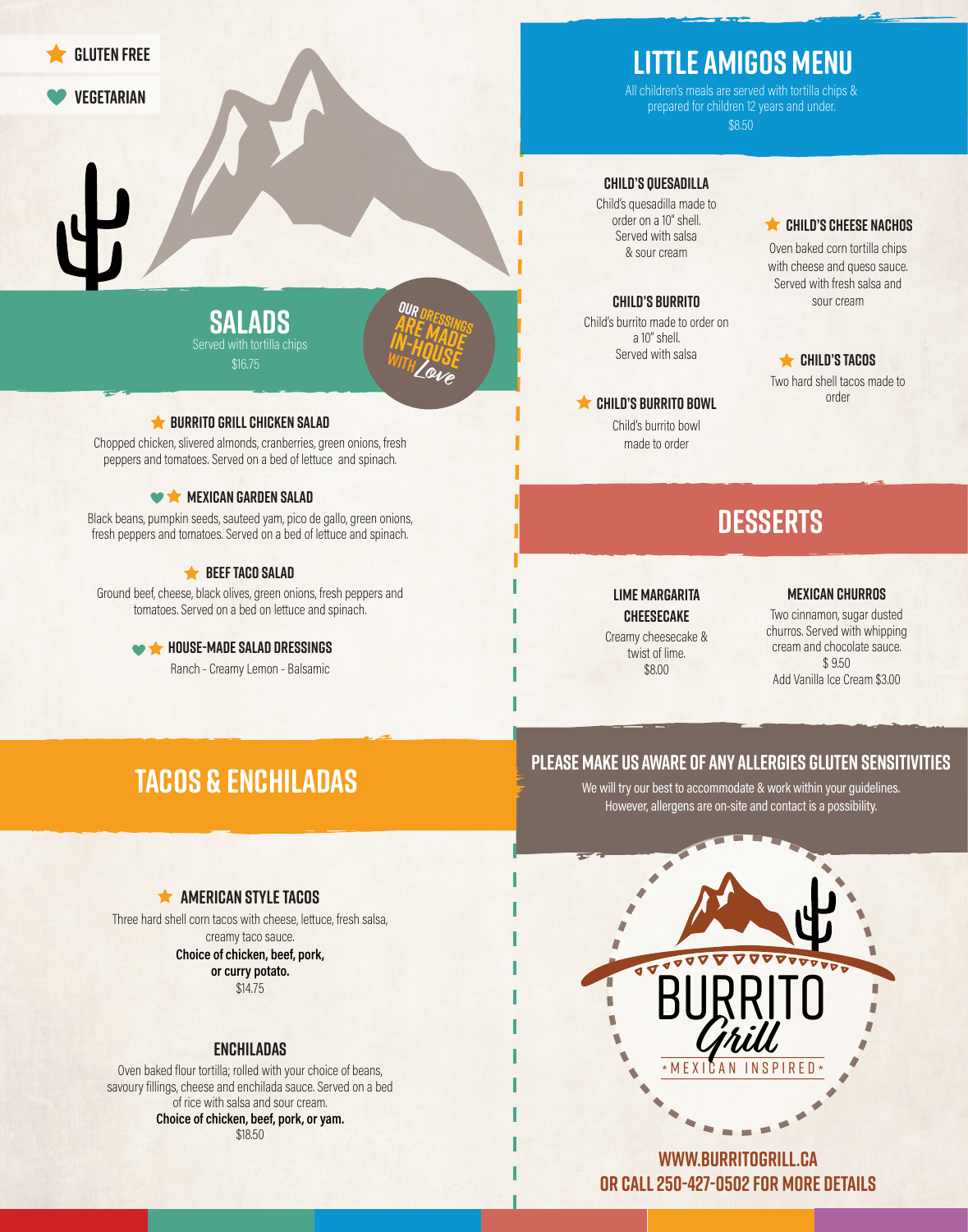★ GLUTEN FREE

♥ VEGETARIAN

## SALADS

Served with tortilla chips

$16.75

*Our dressings are made in-house with Love*

### ★ BURRITO GRILL CHICKEN SALAD

Chopped chicken, slivered almonds, cranberries, green onions, fresh peppers and tomatoes. Served on a bed of lettuce and spinach.

### ♥ ★ MEXICAN GARDEN SALAD

Black beans, pumpkin seeds, sauteed yam, pico de gallo, green onions, fresh peppers and tomatoes. Served on a bed of lettuce and spinach.

### ★ BEEF TACO SALAD

Ground beef, cheese, black olives, green onions, fresh peppers and tomatoes. Served on a bed on lettuce and spinach.

### ♥ ★ HOUSE-MADE SALAD DRESSINGS

Ranch - Creamy Lemon - Balsamic

## TACOS & ENCHILADAS

### ★ AMERICAN STYLE TACOS

Three hard shell corn tacos with cheese, lettuce, fresh salsa, creamy taco sauce.

**Choice of chicken, beef, pork, or curry potato.**

$14.75

### ENCHILADAS

Oven baked flour tortilla; rolled with your choice of beans, savoury fillings, cheese and enchilada sauce. Served on a bed of rice with salsa and sour cream.

**Choice of chicken, beef, pork, or yam.**

$18.50

## LITTLE AMIGOS MENU

All children's meals are served with tortilla chips & prepared for children 12 years and under.

$8.50

### CHILD'S QUESADILLA

Child's quesadilla made to order on a 10" shell. Served with salsa & sour cream

### CHILD'S BURRITO

Child's burrito made to order on a 10" shell. Served with salsa

### ★ CHILD'S BURRITO BOWL

Child's burrito bowl made to order

### ★ CHILD'S CHEESE NACHOS

Oven baked corn tortilla chips with cheese and queso sauce. Served with fresh salsa and sour cream

### ★ CHILD'S TACOS

Two hard shell tacos made to order

## DESSERTS

### LIME MARGARITA CHEESECAKE

Creamy cheesecake & twist of lime.

$8.00

### MEXICAN CHURROS

Two cinnamon, sugar dusted churros. Served with whipping cream and chocolate sauce.

$ 9.50

Add Vanilla Ice Cream $3.00

## PLEASE MAKE US AWARE OF ANY ALLERGIES GLUTEN SENSITIVITIES

We will try our best to accommodate & work within your guidelines. However, allergens are on-site and contact is a possibility.

BURRITO Grill

\* MEXICAN INSPIRED \*

**WWW.BURRITOGRILL.CA**

**OR CALL 250-427-0502 FOR MORE DETAILS**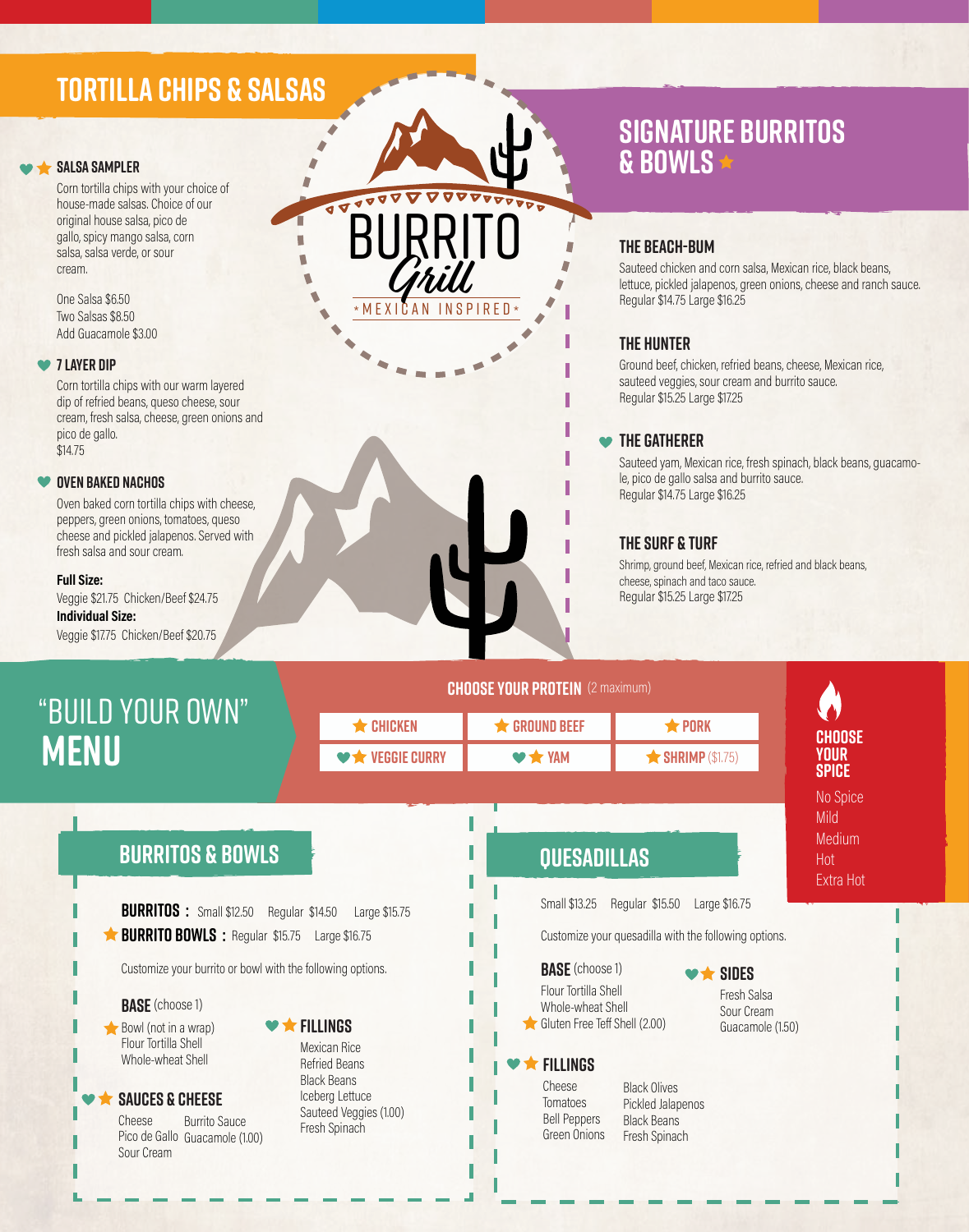## TORTILLA CHIPS & SALSAS

### SALSA SAMPLER

Corn tortilla chips with your choice of house-made salsas. Choice of our original house salsa, pico de gallo, spicy mango salsa, corn salsa, salsa verde, or sour cream.

One Salsa $6.50
Two Salsas $8.50
Add Guacamole $3.00

### 7 LAYER DIP

Corn tortilla chips with our warm layered dip of refried beans, queso cheese, sour cream, fresh salsa, cheese, green onions and pico de gallo.
$14.75

### OVEN BAKED NACHOS

Oven baked corn tortilla chips with cheese, peppers, green onions, tomatoes, queso cheese and pickled jalapenos. Served with fresh salsa and sour cream.

**Full Size:**
Veggie $21.75 Chicken/Beef $24.75
**Individual Size:**
Veggie $17.75 Chicken/Beef $20.75

BURRITO *Grill*
*MEXICAN INSPIRED*

## SIGNATURE BURRITOS & BOWLS

### THE BEACH-BUM

Sauteed chicken and corn salsa, Mexican rice, black beans, lettuce, pickled jalapenos, green onions, cheese and ranch sauce.
Regular $14.75 Large $16.25

### THE HUNTER

Ground beef, chicken, refried beans, cheese, Mexican rice, sauteed veggies, sour cream and burrito sauce.
Regular $15.25 Large $17.25

### THE GATHERER

Sauteed yam, Mexican rice, fresh spinach, black beans, guacamole, pico de gallo salsa and burrito sauce.
Regular $14.75 Large $16.25

### THE SURF & TURF

Shrimp, ground beef, Mexican rice, refried and black beans, cheese, spinach and taco sauce.
Regular $15.25 Large $17.25

## "BUILD YOUR OWN" MENU

### CHOOSE YOUR PROTEIN (2 maximum)

| | | |
|---|---|---|
| CHICKEN | GROUND BEEF | PORK |
| VEGGIE CURRY | YAM | SHRIMP ($1.75) |

### CHOOSE YOUR SPICE

No Spice
Mild
Medium
Hot
Extra Hot

## BURRITOS & BOWLS

**BURRITOS :** Small $12.50 Regular $14.50 Large $15.75
**BURRITO BOWLS :** Regular $15.75 Large $16.75

Customize your burrito or bowl with the following options.

**BASE** (choose 1)

- Bowl (not in a wrap)
- Flour Tortilla Shell
- Whole-wheat Shell

**SAUCES & CHEESE**

- Cheese
- Pico de Gallo
- Sour Cream
- Burrito Sauce
- Guacamole (1.00)

**FILLINGS**

- Mexican Rice
- Refried Beans
- Black Beans
- Iceberg Lettuce
- Sauteed Veggies (1.00)
- Fresh Spinach

## QUESADILLAS

Small $13.25 Regular $15.50 Large $16.75

Customize your quesadilla with the following options.

**BASE** (choose 1)

- Flour Tortilla Shell
- Whole-wheat Shell
- Gluten Free Teff Shell (2.00)

**SIDES**

- Fresh Salsa
- Sour Cream
- Guacamole (1.50)

**FILLINGS**

- Cheese
- Tomatoes
- Bell Peppers
- Green Onions
- Black Olives
- Pickled Jalapenos
- Black Beans
- Fresh Spinach